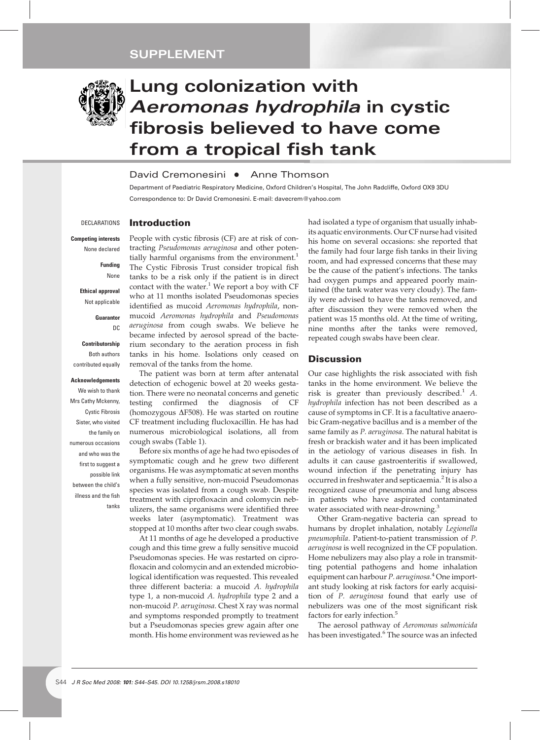SUPPLEMENT

# Lung colonization with *Aeromonas hydrophila* in cystic fibrosis believed to have come from a tropical fish tank

David Cremonesini • Anne Thomson

Department of Paediatric Respiratory Medicine, Oxford Children's Hospital, The John Radcliffe, Oxford OX9 3DU

Correspondence to: Dr David Cremonesini. E-mail: davecrem@yahoo.com

DECLARATIONS

**Competing interests**
None declared

**Funding**
None

**Ethical approval**
Not applicable

**Guarantor**
DC

**Contributorship**
Both authors contributed equally

**Acknowledgements**
We wish to thank Mrs Cathy Mckenny, Cystic Fibrosis Sister, who visited the family on numerous occasions and who was the first to suggest a possible link between the child's illness and the fish tanks

## Introduction

People with cystic fibrosis (CF) are at risk of contracting *Pseudomonas aeruginosa* and other potentially harmful organisms from the environment.[1] The Cystic Fibrosis Trust consider tropical fish tanks to be a risk only if the patient is in direct contact with the water.[1] We report a boy with CF who at 11 months isolated Pseudomonas species identified as mucoid *Aeromonas hydrophila*, non-mucoid *Aeromonas hydrophila* and *Pseudomonas aeruginosa* from cough swabs. We believe he became infected by aerosol spread of the bacterium secondary to the aeration process in fish tanks in his home. Isolations only ceased on removal of the tanks from the home.

The patient was born at term after antenatal detection of echogenic bowel at 20 weeks gestation. There were no neonatal concerns and genetic testing confirmed the diagnosis of CF (homozygous ΔF508). He was started on routine CF treatment including flucloxacillin. He has had numerous microbiological isolations, all from cough swabs (Table 1).

Before six months of age he had two episodes of symptomatic cough and he grew two different organisms. He was asymptomatic at seven months when a fully sensitive, non-mucoid Pseudomonas species was isolated from a cough swab. Despite treatment with ciprofloxacin and colomycin nebulizers, the same organisms were identified three weeks later (asymptomatic). Treatment was stopped at 10 months after two clear cough swabs.

At 11 months of age he developed a productive cough and this time grew a fully sensitive mucoid Pseudomonas species. He was restarted on ciprofloxacin and colomycin and an extended microbiological identification was requested. This revealed three different bacteria: a mucoid *A. hydrophila* type 1, a non-mucoid *A. hydrophila* type 2 and a non-mucoid *P. aeruginosa*. Chest X ray was normal and symptoms responded promptly to treatment but a Pseudomonas species grew again after one month. His home environment was reviewed as he had isolated a type of organism that usually inhabits aquatic environments. Our CF nurse had visited his home on several occasions: she reported that the family had four large fish tanks in their living room, and had expressed concerns that these may be the cause of the patient's infections. The tanks had oxygen pumps and appeared poorly maintained (the tank water was very cloudy). The family were advised to have the tanks removed, and after discussion they were removed when the patient was 15 months old. At the time of writing, nine months after the tanks were removed, repeated cough swabs have been clear.

## Discussion

Our case highlights the risk associated with fish tanks in the home environment. We believe the risk is greater than previously described.[1] *A. hydrophila* infection has not been described as a cause of symptoms in CF. It is a facultative anaerobic Gram-negative bacillus and is a member of the same family as *P. aeruginosa*. The natural habitat is fresh or brackish water and it has been implicated in the aetiology of various diseases in fish. In adults it can cause gastroenteritis if swallowed, wound infection if the penetrating injury has occurred in freshwater and septicaemia.[2] It is also a recognized cause of pneumonia and lung abscess in patients who have aspirated contaminated water associated with near-drowning.[3]

Other Gram-negative bacteria can spread to humans by droplet inhalation, notably *Legionella pneumophila*. Patient-to-patient transmission of *P. aeruginosa* is well recognized in the CF population. Home nebulizers may also play a role in transmitting potential pathogens and home inhalation equipment can harbour *P. aeruginosa*.[4] One important study looking at risk factors for early acquisition of *P. aeruginosa* found that early use of nebulizers was one of the most significant risk factors for early infection.[5]

The aerosol pathway of *Aeromonas salmonicida* has been investigated.[6] The source was an infected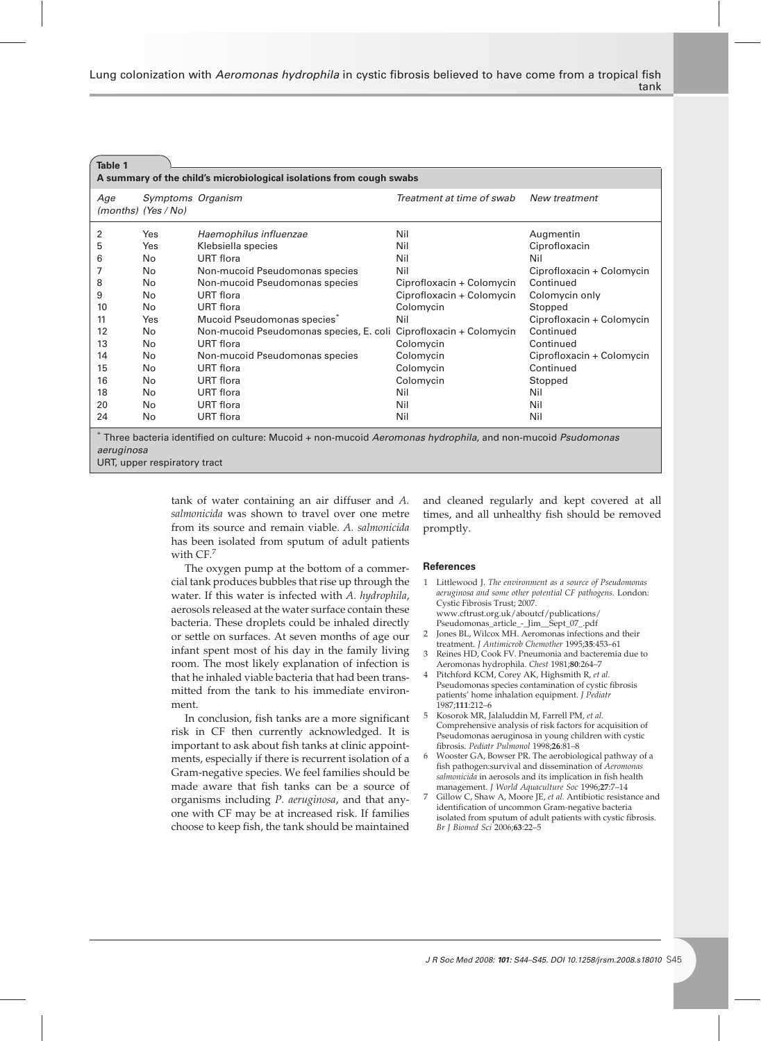**Table 1**
**A summary of the child's microbiological isolations from cough swabs**

| Age (months) | Symptoms (Yes / No) | Organism | Treatment at time of swab | New treatment |
|---|---|---|---|---|
| 2 | Yes | *Haemophilus influenzae* | Nil | Augmentin |
| 5 | Yes | Klebsiella species | Nil | Ciprofloxacin |
| 6 | No | URT flora | Nil | Nil |
| 7 | No | Non-mucoid Pseudomonas species | Nil | Ciprofloxacin + Colomycin |
| 8 | No | Non-mucoid Pseudomonas species | Ciprofloxacin + Colomycin | Continued |
| 9 | No | URT flora | Ciprofloxacin + Colomycin | Colomycin only |
| 10 | No | URT flora | Colomycin | Stopped |
| 11 | Yes | Mucoid Pseudomonas species* | Nil | Ciprofloxacin + Colomycin |
| 12 | No | Non-mucoid Pseudomonas species, E. coli | Ciprofloxacin + Colomycin | Continued |
| 13 | No | URT flora | Colomycin | Continued |
| 14 | No | Non-mucoid Pseudomonas species | Colomycin | Ciprofloxacin + Colomycin |
| 15 | No | URT flora | Colomycin | Continued |
| 16 | No | URT flora | Colomycin | Stopped |
| 18 | No | URT flora | Nil | Nil |
| 20 | No | URT flora | Nil | Nil |
| 24 | No | URT flora | Nil | Nil |

* Three bacteria identified on culture: Mucoid + non-mucoid *Aeromonas hydrophila*, and non-mucoid *Psudomonas aeruginosa*
URT, upper respiratory tract

tank of water containing an air diffuser and *A. salmonicida* was shown to travel over one metre from its source and remain viable. *A. salmonicida* has been isolated from sputum of adult patients with CF.[7]

The oxygen pump at the bottom of a commercial tank produces bubbles that rise up through the water. If this water is infected with *A. hydrophila*, aerosols released at the water surface contain these bacteria. These droplets could be inhaled directly or settle on surfaces. At seven months of age our infant spent most of his day in the family living room. The most likely explanation of infection is that he inhaled viable bacteria that had been transmitted from the tank to his immediate environment.

In conclusion, fish tanks are a more significant risk in CF then currently acknowledged. It is important to ask about fish tanks at clinic appointments, especially if there is recurrent isolation of a Gram-negative species. We feel families should be made aware that fish tanks can be a source of organisms including *P. aeruginosa*, and that anyone with CF may be at increased risk. If families choose to keep fish, the tank should be maintained and cleaned regularly and kept covered at all times, and all unhealthy fish should be removed promptly.

## References

1. Littlewood J. *The environment as a source of Pseudomonas aeruginosa and some other potential CF pathogens.* London: Cystic Fibrosis Trust; 2007. www.cftrust.org.uk/aboutcf/publications/Pseudomonas_article_-_Jim__Sept_07_.pdf
2. Jones BL, Wilcox MH. Aeromonas infections and their treatment. *J Antimicrob Chemother* 1995;**35**:453–61
3. Reines HD, Cook FV. Pneumonia and bacteremia due to Aeromonas hydrophila. *Chest* 1981;**80**:264–7
4. Pitchford KCM, Corey AK, Highsmith R, *et al.* Pseudomonas species contamination of cystic fibrosis patients' home inhalation equipment. *J Pediatr* 1987;**111**:212–6
5. Kosorok MR, Jalaluddin M, Farrell PM, *et al.* Comprehensive analysis of risk factors for acquisition of Pseudomonas aeruginosa in young children with cystic fibrosis. *Pediatr Pulmonol* 1998;**26**:81–8
6. Wooster GA, Bowser PR. The aerobiological pathway of a fish pathogen:survival and dissemination of *Aeromonas salmonicida* in aerosols and its implication in fish health management. *J World Aquaculture Soc* 1996;**27**:7–14
7. Gillow C, Shaw A, Moore JE, *et al.* Antibiotic resistance and identification of uncommon Gram-negative bacteria isolated from sputum of adult patients with cystic fibrosis. *Br J Biomed Sci* 2006;**63**:22–5